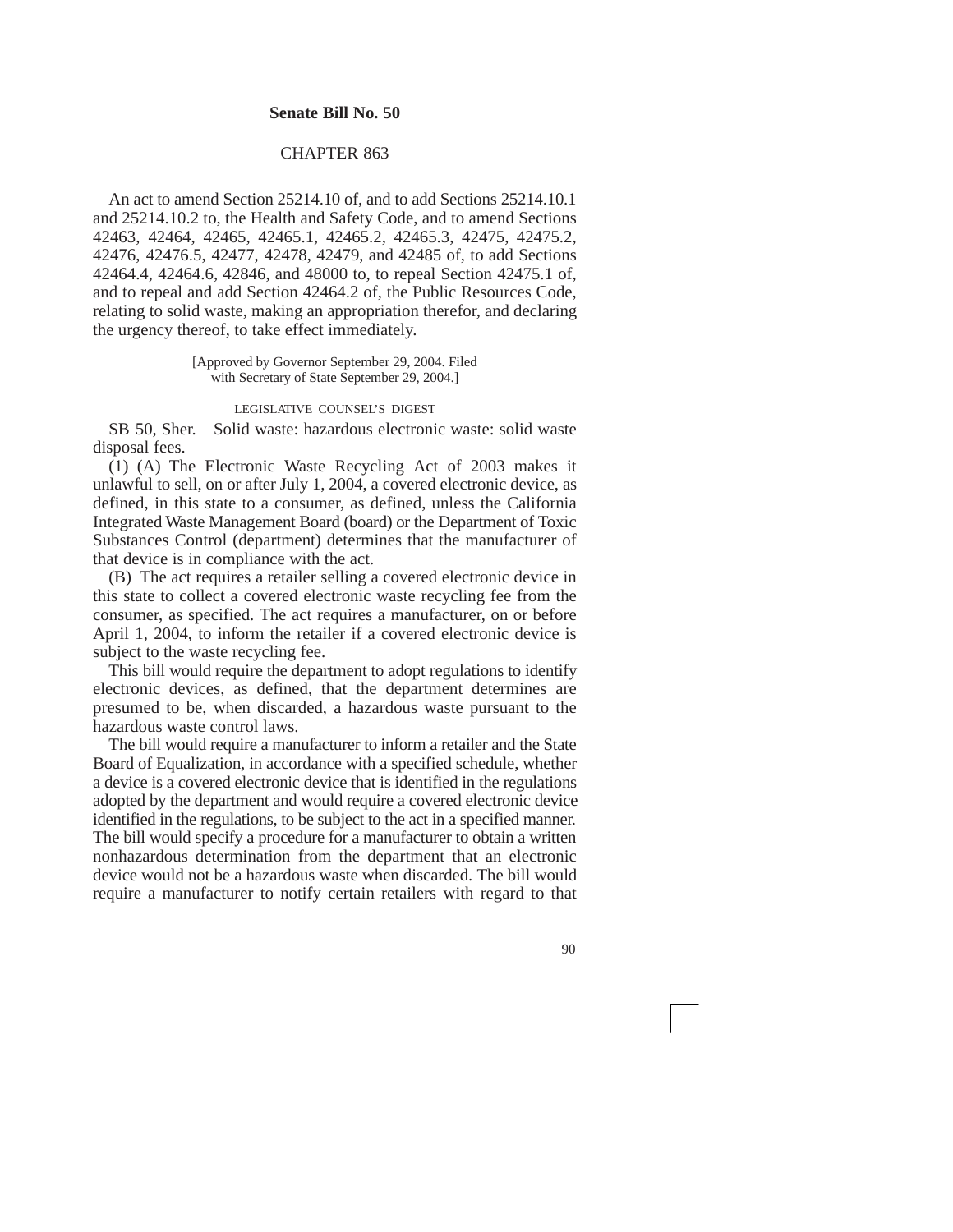**Senate Bill No. 50**

CHAPTER 863

An act to amend Section 25214.10 of, and to add Sections 25214.10.1 and 25214.10.2 to, the Health and Safety Code, and to amend Sections 42463, 42464, 42465, 42465.1, 42465.2, 42465.3, 42475, 42475.2, 42476, 42476.5, 42477, 42478, 42479, and 42485 of, to add Sections 42464.4, 42464.6, 42846, and 48000 to, to repeal Section 42475.1 of, and to repeal and add Section 42464.2 of, the Public Resources Code, relating to solid waste, making an appropriation therefor, and declaring the urgency thereof, to take effect immediately.

[Approved by Governor September 29, 2004. Filed with Secretary of State September 29, 2004.]

LEGISLATIVE COUNSEL'S DIGEST

SB 50, Sher. Solid waste: hazardous electronic waste: solid waste disposal fees.

(1) (A) The Electronic Waste Recycling Act of 2003 makes it unlawful to sell, on or after July 1, 2004, a covered electronic device, as defined, in this state to a consumer, as defined, unless the California Integrated Waste Management Board (board) or the Department of Toxic Substances Control (department) determines that the manufacturer of that device is in compliance with the act.

(B) The act requires a retailer selling a covered electronic device in this state to collect a covered electronic waste recycling fee from the consumer, as specified. The act requires a manufacturer, on or before April 1, 2004, to inform the retailer if a covered electronic device is subject to the waste recycling fee.

This bill would require the department to adopt regulations to identify electronic devices, as defined, that the department determines are presumed to be, when discarded, a hazardous waste pursuant to the hazardous waste control laws.

The bill would require a manufacturer to inform a retailer and the State Board of Equalization, in accordance with a specified schedule, whether a device is a covered electronic device that is identified in the regulations adopted by the department and would require a covered electronic device identified in the regulations, to be subject to the act in a specified manner. The bill would specify a procedure for a manufacturer to obtain a written nonhazardous determination from the department that an electronic device would not be a hazardous waste when discarded. The bill would require a manufacturer to notify certain retailers with regard to that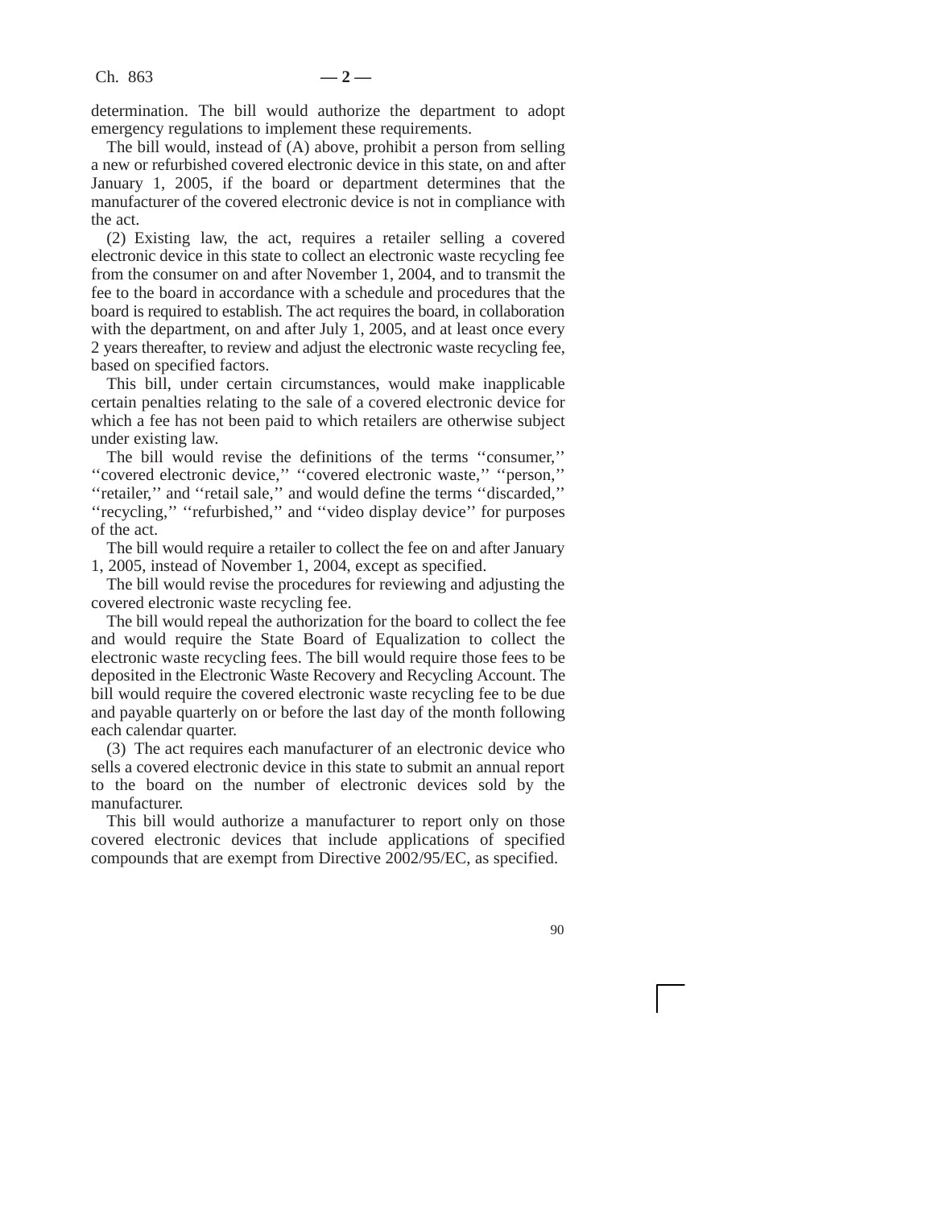determination. The bill would authorize the department to adopt emergency regulations to implement these requirements.

The bill would, instead of (A) above, prohibit a person from selling a new or refurbished covered electronic device in this state, on and after January 1, 2005, if the board or department determines that the manufacturer of the covered electronic device is not in compliance with the act.

(2) Existing law, the act, requires a retailer selling a covered electronic device in this state to collect an electronic waste recycling fee from the consumer on and after November 1, 2004, and to transmit the fee to the board in accordance with a schedule and procedures that the board is required to establish. The act requires the board, in collaboration with the department, on and after July 1, 2005, and at least once every 2 years thereafter, to review and adjust the electronic waste recycling fee, based on specified factors.

This bill, under certain circumstances, would make inapplicable certain penalties relating to the sale of a covered electronic device for which a fee has not been paid to which retailers are otherwise subject under existing law.

The bill would revise the definitions of the terms ''consumer,'' ''covered electronic device,'' ''covered electronic waste,'' ''person,'' ''retailer,'' and ''retail sale,'' and would define the terms ''discarded,'' ''recycling,'' ''refurbished,'' and ''video display device'' for purposes of the act.

The bill would require a retailer to collect the fee on and after January 1, 2005, instead of November 1, 2004, except as specified.

The bill would revise the procedures for reviewing and adjusting the covered electronic waste recycling fee.

The bill would repeal the authorization for the board to collect the fee and would require the State Board of Equalization to collect the electronic waste recycling fees. The bill would require those fees to be deposited in the Electronic Waste Recovery and Recycling Account. The bill would require the covered electronic waste recycling fee to be due and payable quarterly on or before the last day of the month following each calendar quarter.

(3) The act requires each manufacturer of an electronic device who sells a covered electronic device in this state to submit an annual report to the board on the number of electronic devices sold by the manufacturer.

This bill would authorize a manufacturer to report only on those covered electronic devices that include applications of specified compounds that are exempt from Directive 2002/95/EC, as specified.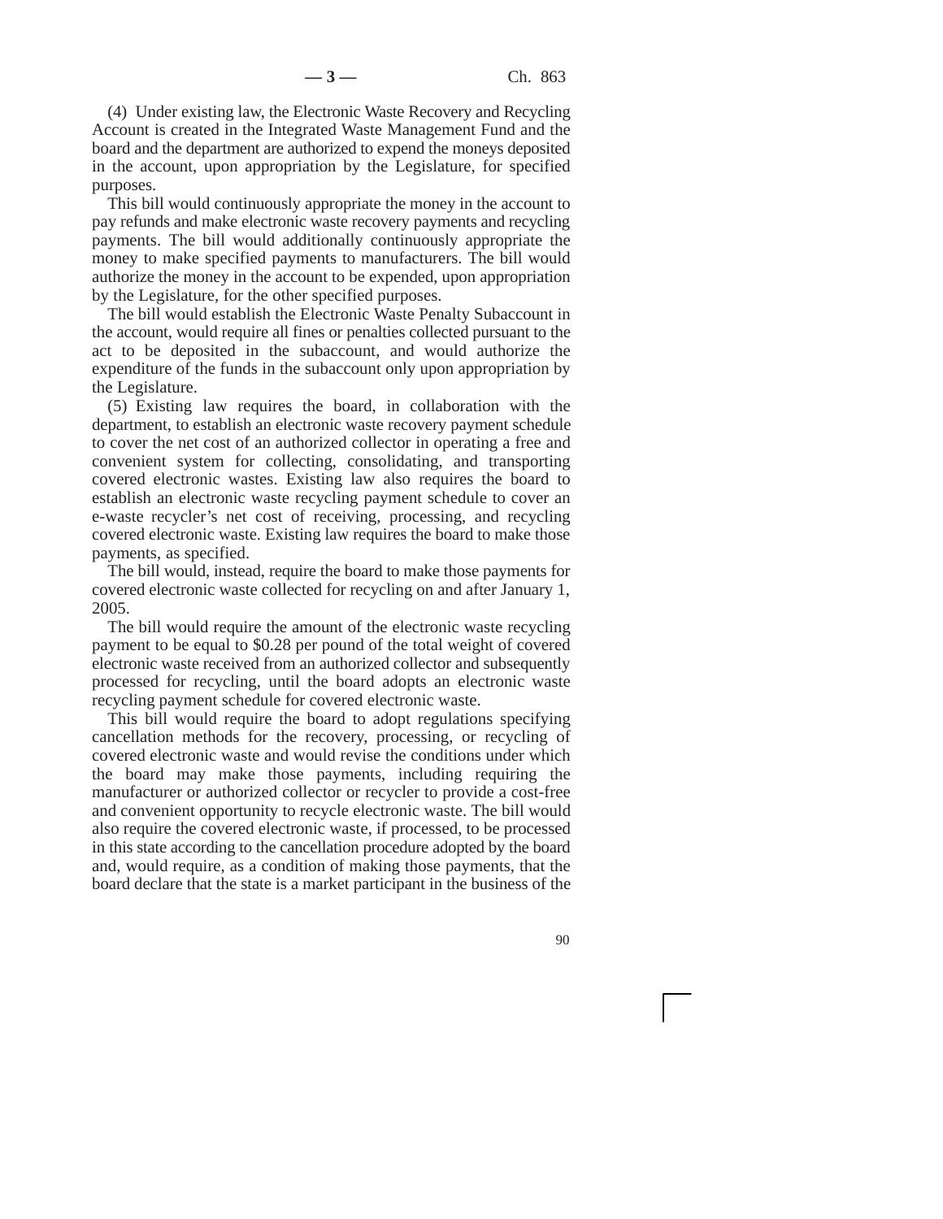(4) Under existing law, the Electronic Waste Recovery and Recycling Account is created in the Integrated Waste Management Fund and the board and the department are authorized to expend the moneys deposited in the account, upon appropriation by the Legislature, for specified purposes.

This bill would continuously appropriate the money in the account to pay refunds and make electronic waste recovery payments and recycling payments. The bill would additionally continuously appropriate the money to make specified payments to manufacturers. The bill would authorize the money in the account to be expended, upon appropriation by the Legislature, for the other specified purposes.

The bill would establish the Electronic Waste Penalty Subaccount in the account, would require all fines or penalties collected pursuant to the act to be deposited in the subaccount, and would authorize the expenditure of the funds in the subaccount only upon appropriation by the Legislature.

(5) Existing law requires the board, in collaboration with the department, to establish an electronic waste recovery payment schedule to cover the net cost of an authorized collector in operating a free and convenient system for collecting, consolidating, and transporting covered electronic wastes. Existing law also requires the board to establish an electronic waste recycling payment schedule to cover an e-waste recycler's net cost of receiving, processing, and recycling covered electronic waste. Existing law requires the board to make those payments, as specified.

The bill would, instead, require the board to make those payments for covered electronic waste collected for recycling on and after January 1, 2005.

The bill would require the amount of the electronic waste recycling payment to be equal to $0.28 per pound of the total weight of covered electronic waste received from an authorized collector and subsequently processed for recycling, until the board adopts an electronic waste recycling payment schedule for covered electronic waste.

This bill would require the board to adopt regulations specifying cancellation methods for the recovery, processing, or recycling of covered electronic waste and would revise the conditions under which the board may make those payments, including requiring the manufacturer or authorized collector or recycler to provide a cost-free and convenient opportunity to recycle electronic waste. The bill would also require the covered electronic waste, if processed, to be processed in this state according to the cancellation procedure adopted by the board and, would require, as a condition of making those payments, that the board declare that the state is a market participant in the business of the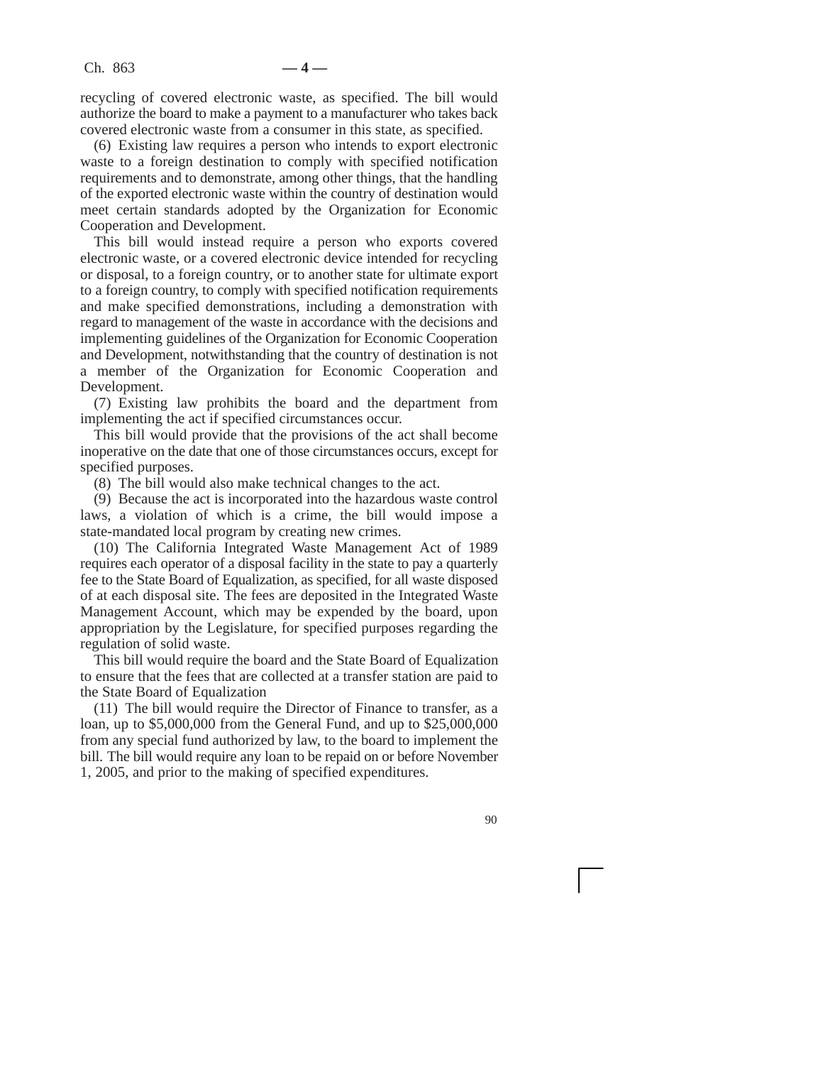recycling of covered electronic waste, as specified. The bill would authorize the board to make a payment to a manufacturer who takes back covered electronic waste from a consumer in this state, as specified.

(6) Existing law requires a person who intends to export electronic waste to a foreign destination to comply with specified notification requirements and to demonstrate, among other things, that the handling of the exported electronic waste within the country of destination would meet certain standards adopted by the Organization for Economic Cooperation and Development.

This bill would instead require a person who exports covered electronic waste, or a covered electronic device intended for recycling or disposal, to a foreign country, or to another state for ultimate export to a foreign country, to comply with specified notification requirements and make specified demonstrations, including a demonstration with regard to management of the waste in accordance with the decisions and implementing guidelines of the Organization for Economic Cooperation and Development, notwithstanding that the country of destination is not a member of the Organization for Economic Cooperation and Development.

(7) Existing law prohibits the board and the department from implementing the act if specified circumstances occur.

This bill would provide that the provisions of the act shall become inoperative on the date that one of those circumstances occurs, except for specified purposes.

(8) The bill would also make technical changes to the act.

(9) Because the act is incorporated into the hazardous waste control laws, a violation of which is a crime, the bill would impose a state-mandated local program by creating new crimes.

(10) The California Integrated Waste Management Act of 1989 requires each operator of a disposal facility in the state to pay a quarterly fee to the State Board of Equalization, as specified, for all waste disposed of at each disposal site. The fees are deposited in the Integrated Waste Management Account, which may be expended by the board, upon appropriation by the Legislature, for specified purposes regarding the regulation of solid waste.

This bill would require the board and the State Board of Equalization to ensure that the fees that are collected at a transfer station are paid to the State Board of Equalization

(11) The bill would require the Director of Finance to transfer, as a loan, up to $5,000,000 from the General Fund, and up to $25,000,000 from any special fund authorized by law, to the board to implement the bill. The bill would require any loan to be repaid on or before November 1, 2005, and prior to the making of specified expenditures.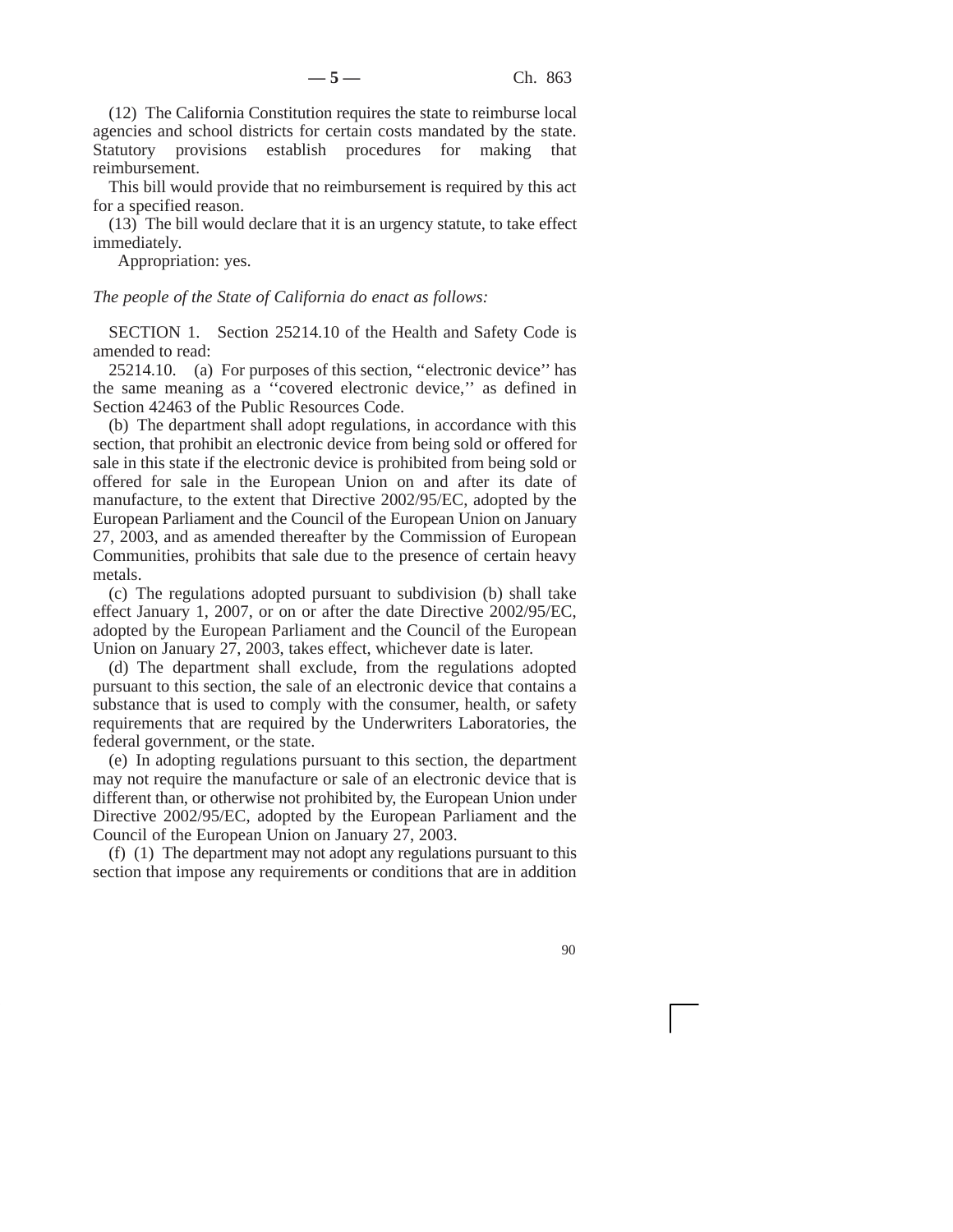(12) The California Constitution requires the state to reimburse local agencies and school districts for certain costs mandated by the state. Statutory provisions establish procedures for making that reimbursement.

This bill would provide that no reimbursement is required by this act for a specified reason.

(13) The bill would declare that it is an urgency statute, to take effect immediately.

Appropriation: yes.

*The people of the State of California do enact as follows:*

SECTION 1. Section 25214.10 of the Health and Safety Code is amended to read:

25214.10. (a) For purposes of this section, ''electronic device'' has the same meaning as a ''covered electronic device,'' as defined in Section 42463 of the Public Resources Code.

(b) The department shall adopt regulations, in accordance with this section, that prohibit an electronic device from being sold or offered for sale in this state if the electronic device is prohibited from being sold or offered for sale in the European Union on and after its date of manufacture, to the extent that Directive 2002/95/EC, adopted by the European Parliament and the Council of the European Union on January 27, 2003, and as amended thereafter by the Commission of European Communities, prohibits that sale due to the presence of certain heavy metals.

(c) The regulations adopted pursuant to subdivision (b) shall take effect January 1, 2007, or on or after the date Directive 2002/95/EC, adopted by the European Parliament and the Council of the European Union on January 27, 2003, takes effect, whichever date is later.

(d) The department shall exclude, from the regulations adopted pursuant to this section, the sale of an electronic device that contains a substance that is used to comply with the consumer, health, or safety requirements that are required by the Underwriters Laboratories, the federal government, or the state.

(e) In adopting regulations pursuant to this section, the department may not require the manufacture or sale of an electronic device that is different than, or otherwise not prohibited by, the European Union under Directive 2002/95/EC, adopted by the European Parliament and the Council of the European Union on January 27, 2003.

(f) (1) The department may not adopt any regulations pursuant to this section that impose any requirements or conditions that are in addition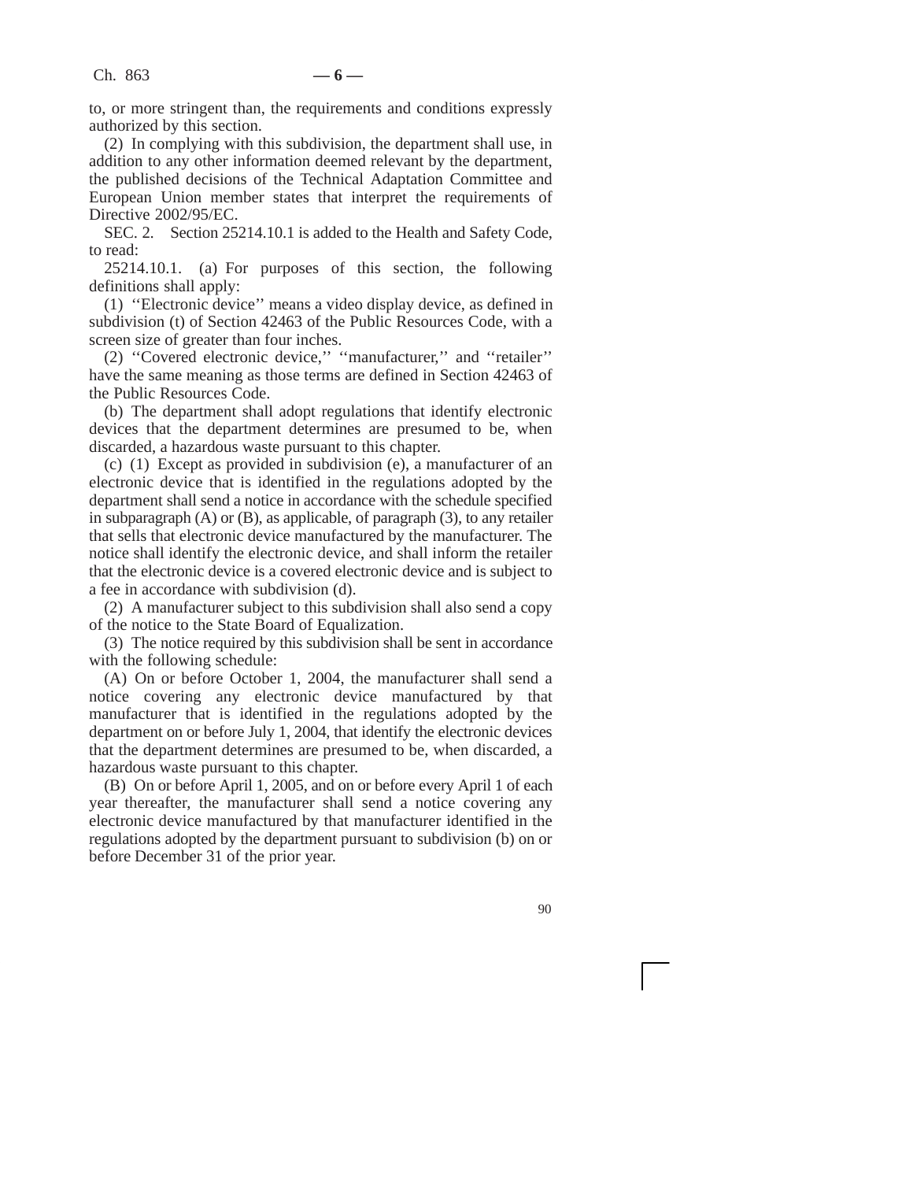to, or more stringent than, the requirements and conditions expressly authorized by this section.

(2) In complying with this subdivision, the department shall use, in addition to any other information deemed relevant by the department, the published decisions of the Technical Adaptation Committee and European Union member states that interpret the requirements of Directive 2002/95/EC.

SEC. 2. Section 25214.10.1 is added to the Health and Safety Code, to read:

25214.10.1. (a) For purposes of this section, the following definitions shall apply:

(1) ''Electronic device'' means a video display device, as defined in subdivision (t) of Section 42463 of the Public Resources Code, with a screen size of greater than four inches.

(2) ''Covered electronic device,'' ''manufacturer,'' and ''retailer'' have the same meaning as those terms are defined in Section 42463 of the Public Resources Code.

(b) The department shall adopt regulations that identify electronic devices that the department determines are presumed to be, when discarded, a hazardous waste pursuant to this chapter.

(c) (1) Except as provided in subdivision (e), a manufacturer of an electronic device that is identified in the regulations adopted by the department shall send a notice in accordance with the schedule specified in subparagraph (A) or (B), as applicable, of paragraph (3), to any retailer that sells that electronic device manufactured by the manufacturer. The notice shall identify the electronic device, and shall inform the retailer that the electronic device is a covered electronic device and is subject to a fee in accordance with subdivision (d).

(2) A manufacturer subject to this subdivision shall also send a copy of the notice to the State Board of Equalization.

(3) The notice required by this subdivision shall be sent in accordance with the following schedule:

(A) On or before October 1, 2004, the manufacturer shall send a notice covering any electronic device manufactured by that manufacturer that is identified in the regulations adopted by the department on or before July 1, 2004, that identify the electronic devices that the department determines are presumed to be, when discarded, a hazardous waste pursuant to this chapter.

(B) On or before April 1, 2005, and on or before every April 1 of each year thereafter, the manufacturer shall send a notice covering any electronic device manufactured by that manufacturer identified in the regulations adopted by the department pursuant to subdivision (b) on or before December 31 of the prior year.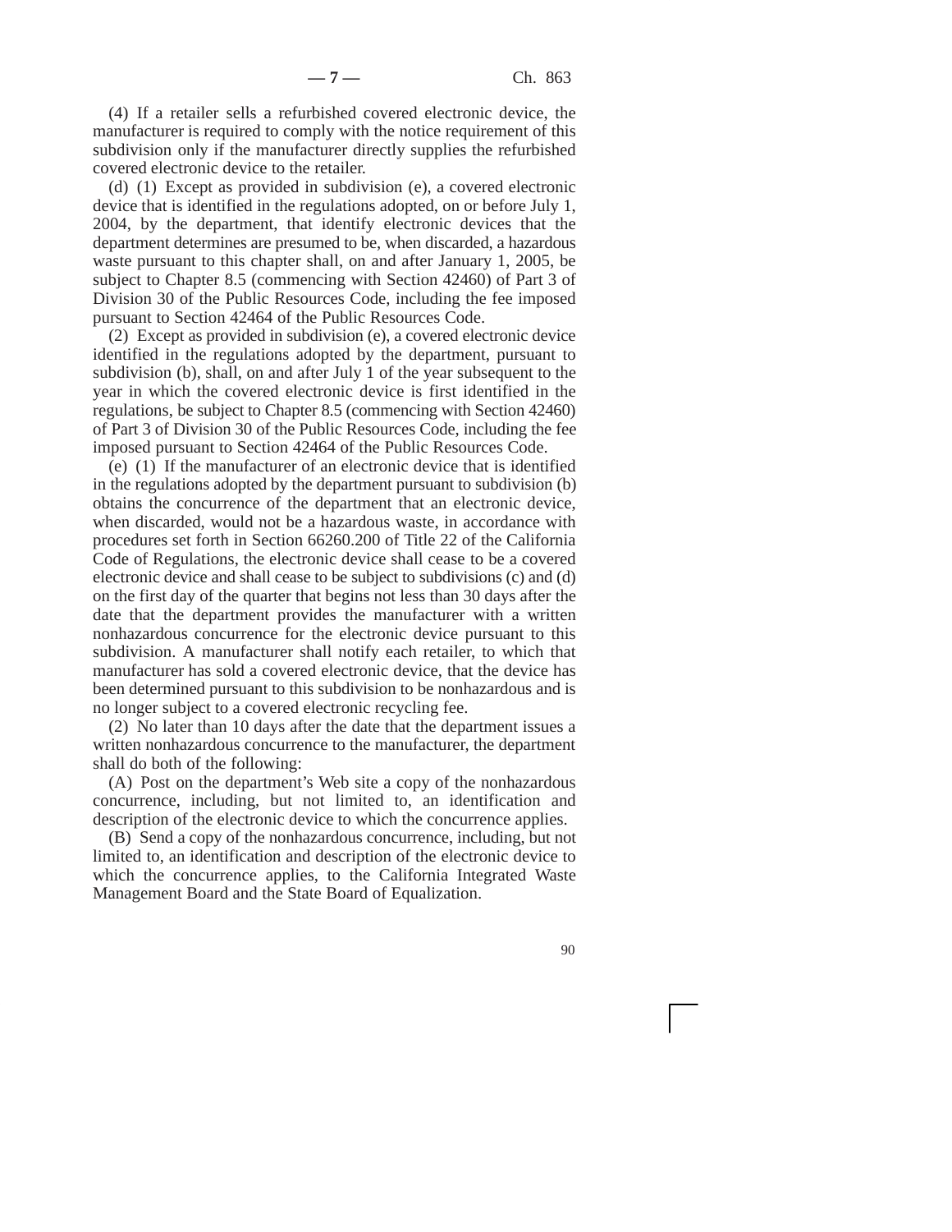(4) If a retailer sells a refurbished covered electronic device, the manufacturer is required to comply with the notice requirement of this subdivision only if the manufacturer directly supplies the refurbished covered electronic device to the retailer.

(d) (1) Except as provided in subdivision (e), a covered electronic device that is identified in the regulations adopted, on or before July 1, 2004, by the department, that identify electronic devices that the department determines are presumed to be, when discarded, a hazardous waste pursuant to this chapter shall, on and after January 1, 2005, be subject to Chapter 8.5 (commencing with Section 42460) of Part 3 of Division 30 of the Public Resources Code, including the fee imposed pursuant to Section 42464 of the Public Resources Code.

(2) Except as provided in subdivision (e), a covered electronic device identified in the regulations adopted by the department, pursuant to subdivision (b), shall, on and after July 1 of the year subsequent to the year in which the covered electronic device is first identified in the regulations, be subject to Chapter 8.5 (commencing with Section 42460) of Part 3 of Division 30 of the Public Resources Code, including the fee imposed pursuant to Section 42464 of the Public Resources Code.

(e) (1) If the manufacturer of an electronic device that is identified in the regulations adopted by the department pursuant to subdivision (b) obtains the concurrence of the department that an electronic device, when discarded, would not be a hazardous waste, in accordance with procedures set forth in Section 66260.200 of Title 22 of the California Code of Regulations, the electronic device shall cease to be a covered electronic device and shall cease to be subject to subdivisions (c) and (d) on the first day of the quarter that begins not less than 30 days after the date that the department provides the manufacturer with a written nonhazardous concurrence for the electronic device pursuant to this subdivision. A manufacturer shall notify each retailer, to which that manufacturer has sold a covered electronic device, that the device has been determined pursuant to this subdivision to be nonhazardous and is no longer subject to a covered electronic recycling fee.

(2) No later than 10 days after the date that the department issues a written nonhazardous concurrence to the manufacturer, the department shall do both of the following:

(A) Post on the department's Web site a copy of the nonhazardous concurrence, including, but not limited to, an identification and description of the electronic device to which the concurrence applies.

(B) Send a copy of the nonhazardous concurrence, including, but not limited to, an identification and description of the electronic device to which the concurrence applies, to the California Integrated Waste Management Board and the State Board of Equalization.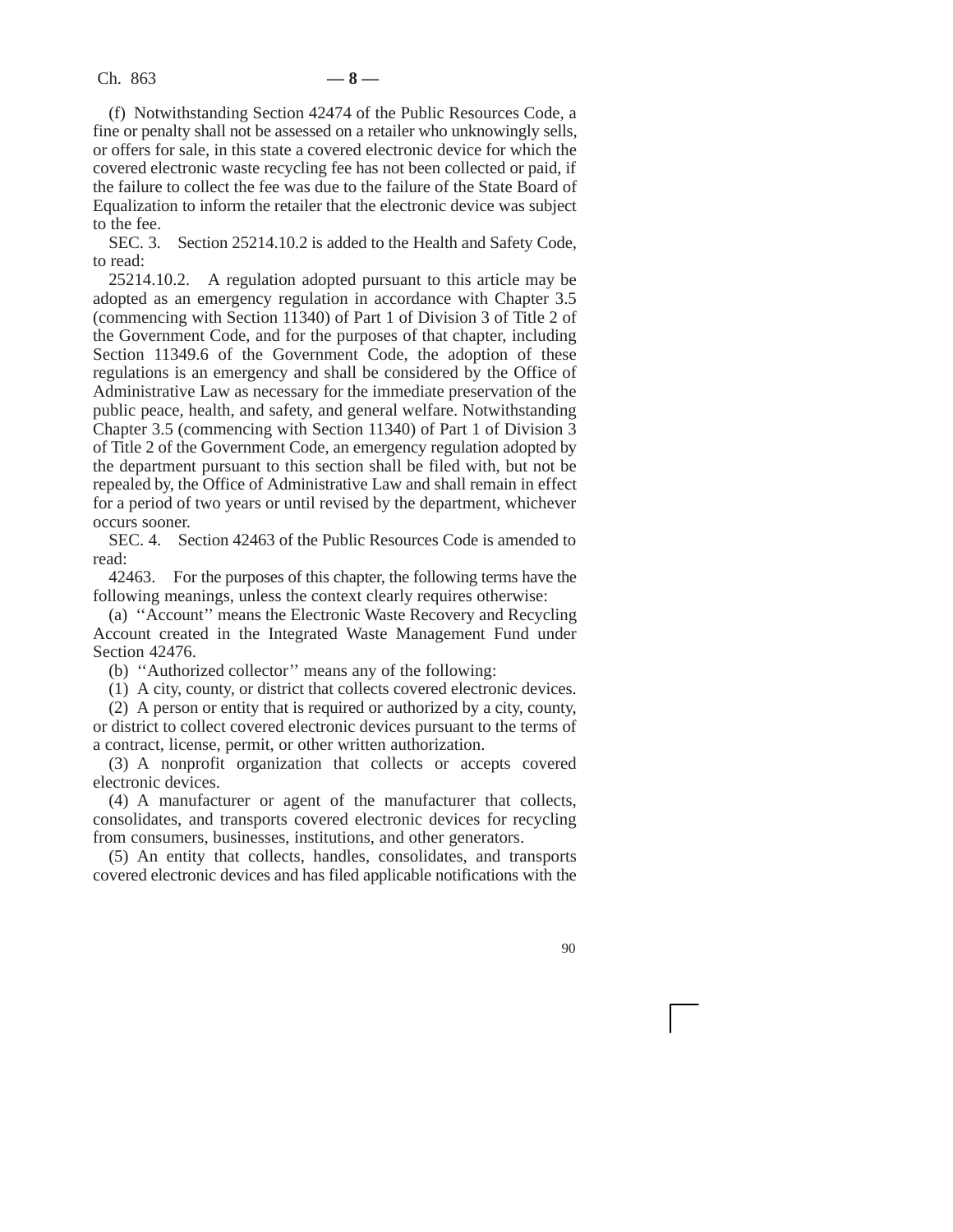(f) Notwithstanding Section 42474 of the Public Resources Code, a fine or penalty shall not be assessed on a retailer who unknowingly sells, or offers for sale, in this state a covered electronic device for which the covered electronic waste recycling fee has not been collected or paid, if the failure to collect the fee was due to the failure of the State Board of Equalization to inform the retailer that the electronic device was subject to the fee.

SEC. 3. Section 25214.10.2 is added to the Health and Safety Code, to read:

25214.10.2. A regulation adopted pursuant to this article may be adopted as an emergency regulation in accordance with Chapter 3.5 (commencing with Section 11340) of Part 1 of Division 3 of Title 2 of the Government Code, and for the purposes of that chapter, including Section 11349.6 of the Government Code, the adoption of these regulations is an emergency and shall be considered by the Office of Administrative Law as necessary for the immediate preservation of the public peace, health, and safety, and general welfare. Notwithstanding Chapter 3.5 (commencing with Section 11340) of Part 1 of Division 3 of Title 2 of the Government Code, an emergency regulation adopted by the department pursuant to this section shall be filed with, but not be repealed by, the Office of Administrative Law and shall remain in effect for a period of two years or until revised by the department, whichever occurs sooner.

SEC. 4. Section 42463 of the Public Resources Code is amended to read:

42463. For the purposes of this chapter, the following terms have the following meanings, unless the context clearly requires otherwise:

(a) ''Account'' means the Electronic Waste Recovery and Recycling Account created in the Integrated Waste Management Fund under Section 42476.

(b) ''Authorized collector'' means any of the following:

(1) A city, county, or district that collects covered electronic devices.

(2) A person or entity that is required or authorized by a city, county, or district to collect covered electronic devices pursuant to the terms of a contract, license, permit, or other written authorization.

(3) A nonprofit organization that collects or accepts covered electronic devices.

(4) A manufacturer or agent of the manufacturer that collects, consolidates, and transports covered electronic devices for recycling from consumers, businesses, institutions, and other generators.

(5) An entity that collects, handles, consolidates, and transports covered electronic devices and has filed applicable notifications with the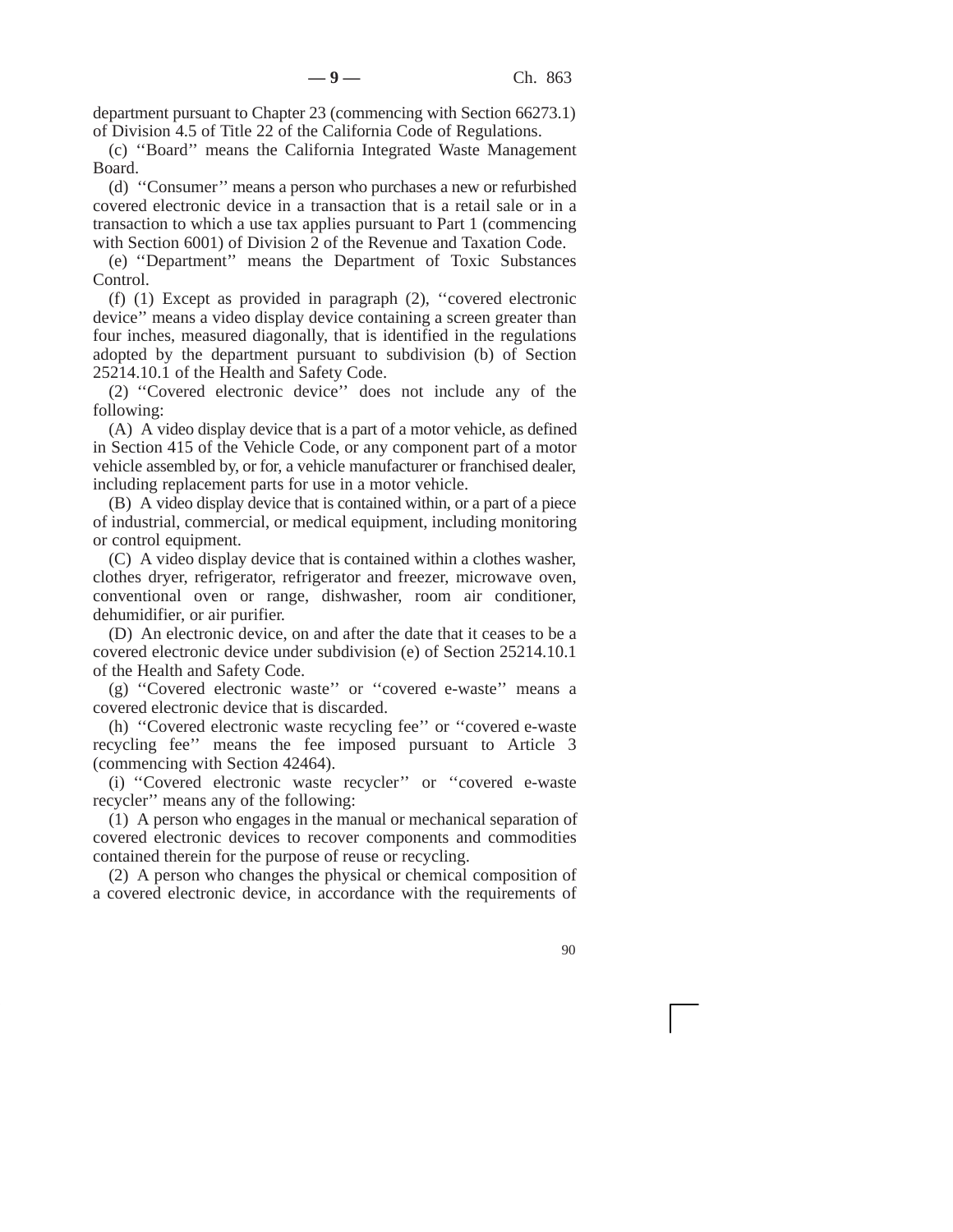department pursuant to Chapter 23 (commencing with Section 66273.1) of Division 4.5 of Title 22 of the California Code of Regulations.

(c) ''Board'' means the California Integrated Waste Management Board.

(d) ''Consumer'' means a person who purchases a new or refurbished covered electronic device in a transaction that is a retail sale or in a transaction to which a use tax applies pursuant to Part 1 (commencing with Section 6001) of Division 2 of the Revenue and Taxation Code.

(e) ''Department'' means the Department of Toxic Substances Control.

(f) (1) Except as provided in paragraph (2), ''covered electronic device'' means a video display device containing a screen greater than four inches, measured diagonally, that is identified in the regulations adopted by the department pursuant to subdivision (b) of Section 25214.10.1 of the Health and Safety Code.

(2) ''Covered electronic device'' does not include any of the following:

(A) A video display device that is a part of a motor vehicle, as defined in Section 415 of the Vehicle Code, or any component part of a motor vehicle assembled by, or for, a vehicle manufacturer or franchised dealer, including replacement parts for use in a motor vehicle.

(B) A video display device that is contained within, or a part of a piece of industrial, commercial, or medical equipment, including monitoring or control equipment.

(C) A video display device that is contained within a clothes washer, clothes dryer, refrigerator, refrigerator and freezer, microwave oven, conventional oven or range, dishwasher, room air conditioner, dehumidifier, or air purifier.

(D) An electronic device, on and after the date that it ceases to be a covered electronic device under subdivision (e) of Section 25214.10.1 of the Health and Safety Code.

(g) ''Covered electronic waste'' or ''covered e-waste'' means a covered electronic device that is discarded.

(h) ''Covered electronic waste recycling fee'' or ''covered e-waste recycling fee'' means the fee imposed pursuant to Article 3 (commencing with Section 42464).

(i) ''Covered electronic waste recycler'' or ''covered e-waste recycler'' means any of the following:

(1) A person who engages in the manual or mechanical separation of covered electronic devices to recover components and commodities contained therein for the purpose of reuse or recycling.

(2) A person who changes the physical or chemical composition of a covered electronic device, in accordance with the requirements of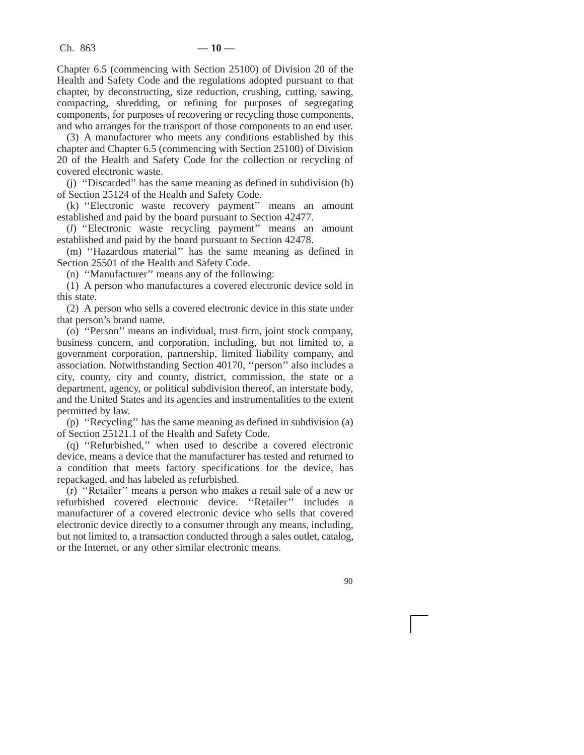Chapter 6.5 (commencing with Section 25100) of Division 20 of the Health and Safety Code and the regulations adopted pursuant to that chapter, by deconstructing, size reduction, crushing, cutting, sawing, compacting, shredding, or refining for purposes of segregating components, for purposes of recovering or recycling those components, and who arranges for the transport of those components to an end user.

(3) A manufacturer who meets any conditions established by this chapter and Chapter 6.5 (commencing with Section 25100) of Division 20 of the Health and Safety Code for the collection or recycling of covered electronic waste.

(j) ''Discarded'' has the same meaning as defined in subdivision (b) of Section 25124 of the Health and Safety Code.

(k) ''Electronic waste recovery payment'' means an amount established and paid by the board pursuant to Section 42477.

(*l*) ''Electronic waste recycling payment'' means an amount established and paid by the board pursuant to Section 42478.

(m) ''Hazardous material'' has the same meaning as defined in Section 25501 of the Health and Safety Code.

(n) ''Manufacturer'' means any of the following:

(1) A person who manufactures a covered electronic device sold in this state.

(2) A person who sells a covered electronic device in this state under that person's brand name.

(o) ''Person'' means an individual, trust firm, joint stock company, business concern, and corporation, including, but not limited to, a government corporation, partnership, limited liability company, and association. Notwithstanding Section 40170, ''person'' also includes a city, county, city and county, district, commission, the state or a department, agency, or political subdivision thereof, an interstate body, and the United States and its agencies and instrumentalities to the extent permitted by law.

(p) ''Recycling'' has the same meaning as defined in subdivision (a) of Section 25121.1 of the Health and Safety Code.

(q) ''Refurbished,'' when used to describe a covered electronic device, means a device that the manufacturer has tested and returned to a condition that meets factory specifications for the device, has repackaged, and has labeled as refurbished.

(r) ''Retailer'' means a person who makes a retail sale of a new or refurbished covered electronic device. ''Retailer'' includes a manufacturer of a covered electronic device who sells that covered electronic device directly to a consumer through any means, including, but not limited to, a transaction conducted through a sales outlet, catalog, or the Internet, or any other similar electronic means.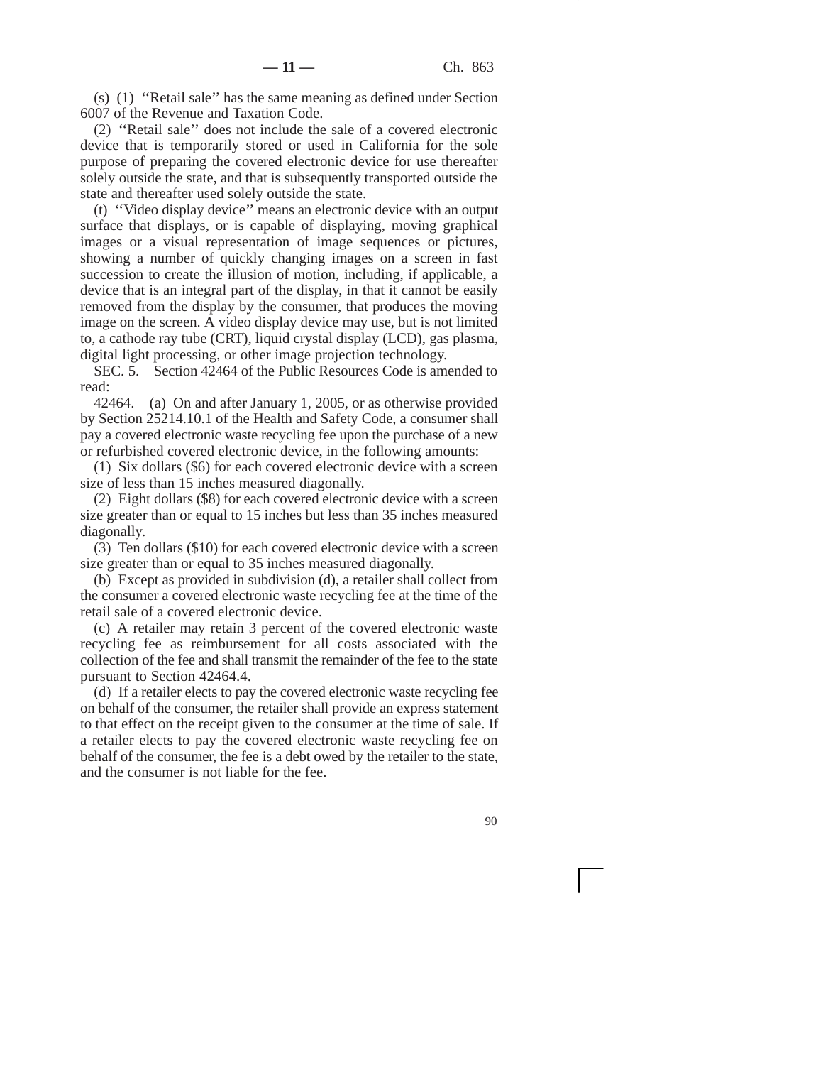(s) (1) ''Retail sale'' has the same meaning as defined under Section 6007 of the Revenue and Taxation Code.

(2) ''Retail sale'' does not include the sale of a covered electronic device that is temporarily stored or used in California for the sole purpose of preparing the covered electronic device for use thereafter solely outside the state, and that is subsequently transported outside the state and thereafter used solely outside the state.

(t) ''Video display device'' means an electronic device with an output surface that displays, or is capable of displaying, moving graphical images or a visual representation of image sequences or pictures, showing a number of quickly changing images on a screen in fast succession to create the illusion of motion, including, if applicable, a device that is an integral part of the display, in that it cannot be easily removed from the display by the consumer, that produces the moving image on the screen. A video display device may use, but is not limited to, a cathode ray tube (CRT), liquid crystal display (LCD), gas plasma, digital light processing, or other image projection technology.

SEC. 5. Section 42464 of the Public Resources Code is amended to read:

42464. (a) On and after January 1, 2005, or as otherwise provided by Section 25214.10.1 of the Health and Safety Code, a consumer shall pay a covered electronic waste recycling fee upon the purchase of a new or refurbished covered electronic device, in the following amounts:

(1) Six dollars ($6) for each covered electronic device with a screen size of less than 15 inches measured diagonally.

(2) Eight dollars ($8) for each covered electronic device with a screen size greater than or equal to 15 inches but less than 35 inches measured diagonally.

(3) Ten dollars ($10) for each covered electronic device with a screen size greater than or equal to 35 inches measured diagonally.

(b) Except as provided in subdivision (d), a retailer shall collect from the consumer a covered electronic waste recycling fee at the time of the retail sale of a covered electronic device.

(c) A retailer may retain 3 percent of the covered electronic waste recycling fee as reimbursement for all costs associated with the collection of the fee and shall transmit the remainder of the fee to the state pursuant to Section 42464.4.

(d) If a retailer elects to pay the covered electronic waste recycling fee on behalf of the consumer, the retailer shall provide an express statement to that effect on the receipt given to the consumer at the time of sale. If a retailer elects to pay the covered electronic waste recycling fee on behalf of the consumer, the fee is a debt owed by the retailer to the state, and the consumer is not liable for the fee.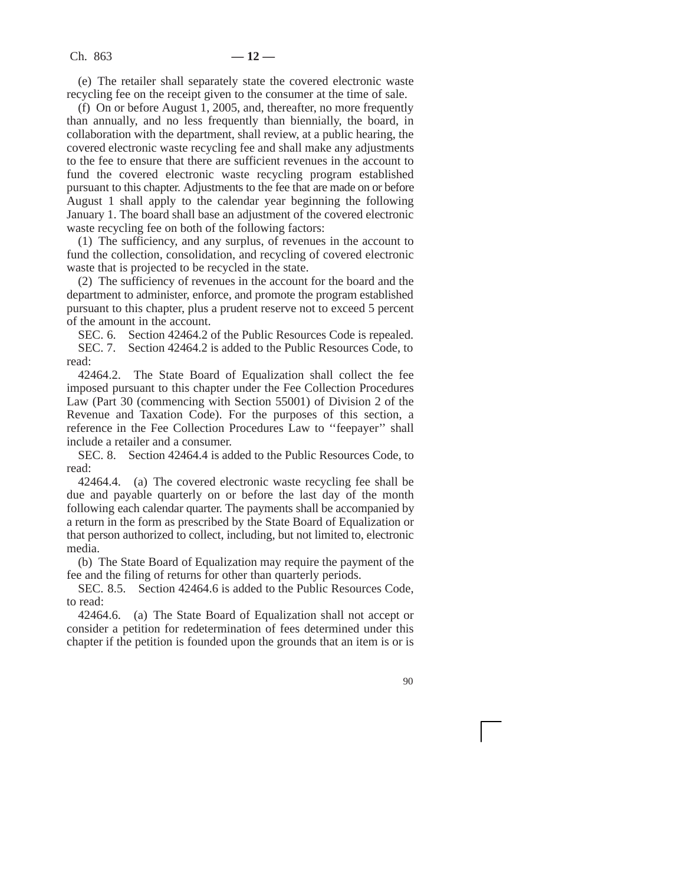(e) The retailer shall separately state the covered electronic waste recycling fee on the receipt given to the consumer at the time of sale.

(f) On or before August 1, 2005, and, thereafter, no more frequently than annually, and no less frequently than biennially, the board, in collaboration with the department, shall review, at a public hearing, the covered electronic waste recycling fee and shall make any adjustments to the fee to ensure that there are sufficient revenues in the account to fund the covered electronic waste recycling program established pursuant to this chapter. Adjustments to the fee that are made on or before August 1 shall apply to the calendar year beginning the following January 1. The board shall base an adjustment of the covered electronic waste recycling fee on both of the following factors:

(1) The sufficiency, and any surplus, of revenues in the account to fund the collection, consolidation, and recycling of covered electronic waste that is projected to be recycled in the state.

(2) The sufficiency of revenues in the account for the board and the department to administer, enforce, and promote the program established pursuant to this chapter, plus a prudent reserve not to exceed 5 percent of the amount in the account.

SEC. 6. Section 42464.2 of the Public Resources Code is repealed.

SEC. 7. Section 42464.2 is added to the Public Resources Code, to read:

42464.2. The State Board of Equalization shall collect the fee imposed pursuant to this chapter under the Fee Collection Procedures Law (Part 30 (commencing with Section 55001) of Division 2 of the Revenue and Taxation Code). For the purposes of this section, a reference in the Fee Collection Procedures Law to ''feepayer'' shall include a retailer and a consumer.

SEC. 8. Section 42464.4 is added to the Public Resources Code, to read:

42464.4. (a) The covered electronic waste recycling fee shall be due and payable quarterly on or before the last day of the month following each calendar quarter. The payments shall be accompanied by a return in the form as prescribed by the State Board of Equalization or that person authorized to collect, including, but not limited to, electronic media.

(b) The State Board of Equalization may require the payment of the fee and the filing of returns for other than quarterly periods.

SEC. 8.5. Section 42464.6 is added to the Public Resources Code, to read:

42464.6. (a) The State Board of Equalization shall not accept or consider a petition for redetermination of fees determined under this chapter if the petition is founded upon the grounds that an item is or is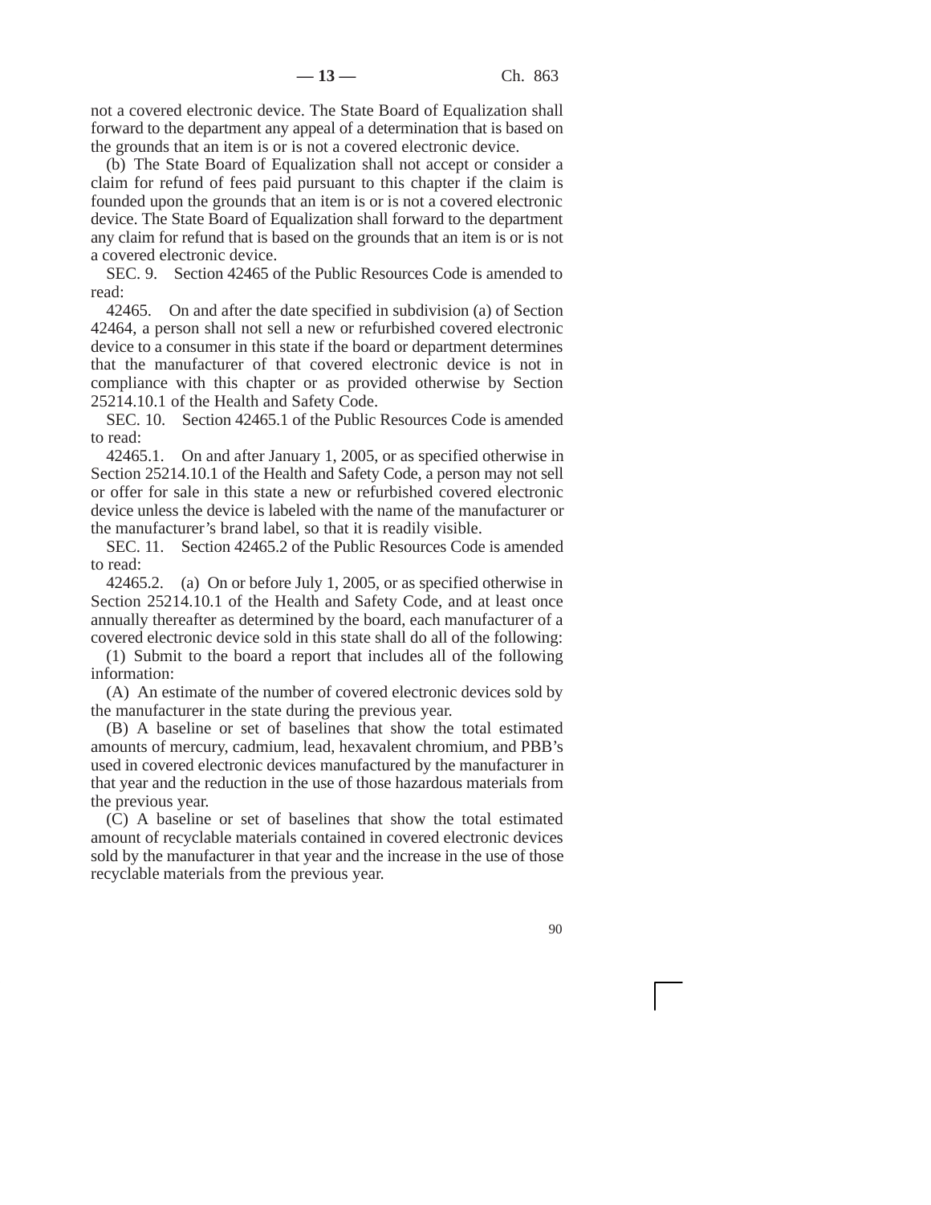not a covered electronic device. The State Board of Equalization shall forward to the department any appeal of a determination that is based on the grounds that an item is or is not a covered electronic device.

(b) The State Board of Equalization shall not accept or consider a claim for refund of fees paid pursuant to this chapter if the claim is founded upon the grounds that an item is or is not a covered electronic device. The State Board of Equalization shall forward to the department any claim for refund that is based on the grounds that an item is or is not a covered electronic device.

SEC. 9. Section 42465 of the Public Resources Code is amended to read:

42465. On and after the date specified in subdivision (a) of Section 42464, a person shall not sell a new or refurbished covered electronic device to a consumer in this state if the board or department determines that the manufacturer of that covered electronic device is not in compliance with this chapter or as provided otherwise by Section 25214.10.1 of the Health and Safety Code.

SEC. 10. Section 42465.1 of the Public Resources Code is amended to read:

42465.1. On and after January 1, 2005, or as specified otherwise in Section 25214.10.1 of the Health and Safety Code, a person may not sell or offer for sale in this state a new or refurbished covered electronic device unless the device is labeled with the name of the manufacturer or the manufacturer's brand label, so that it is readily visible.

SEC. 11. Section 42465.2 of the Public Resources Code is amended to read:

42465.2. (a) On or before July 1, 2005, or as specified otherwise in Section 25214.10.1 of the Health and Safety Code, and at least once annually thereafter as determined by the board, each manufacturer of a covered electronic device sold in this state shall do all of the following:

(1) Submit to the board a report that includes all of the following information:

(A) An estimate of the number of covered electronic devices sold by the manufacturer in the state during the previous year.

(B) A baseline or set of baselines that show the total estimated amounts of mercury, cadmium, lead, hexavalent chromium, and PBB's used in covered electronic devices manufactured by the manufacturer in that year and the reduction in the use of those hazardous materials from the previous year.

(C) A baseline or set of baselines that show the total estimated amount of recyclable materials contained in covered electronic devices sold by the manufacturer in that year and the increase in the use of those recyclable materials from the previous year.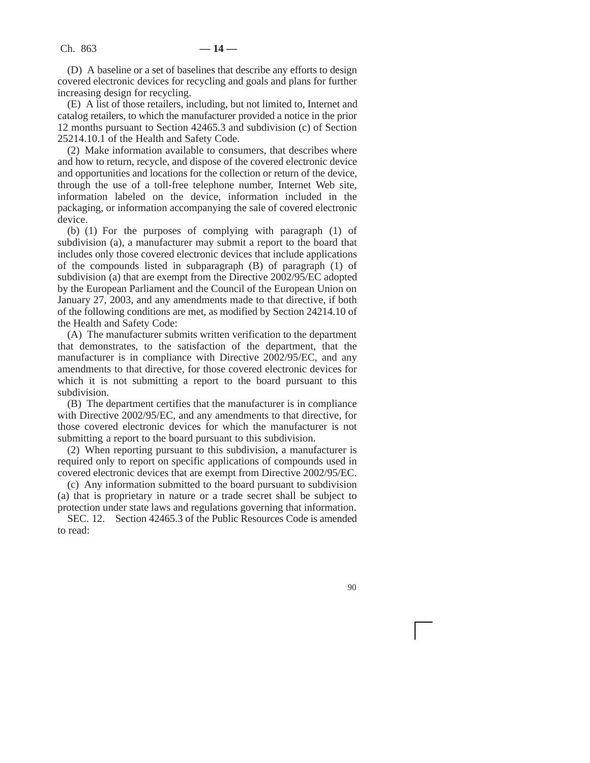(D) A baseline or a set of baselines that describe any efforts to design covered electronic devices for recycling and goals and plans for further increasing design for recycling.

(E) A list of those retailers, including, but not limited to, Internet and catalog retailers, to which the manufacturer provided a notice in the prior 12 months pursuant to Section 42465.3 and subdivision (c) of Section 25214.10.1 of the Health and Safety Code.

(2) Make information available to consumers, that describes where and how to return, recycle, and dispose of the covered electronic device and opportunities and locations for the collection or return of the device, through the use of a toll-free telephone number, Internet Web site, information labeled on the device, information included in the packaging, or information accompanying the sale of covered electronic device.

(b) (1) For the purposes of complying with paragraph (1) of subdivision (a), a manufacturer may submit a report to the board that includes only those covered electronic devices that include applications of the compounds listed in subparagraph (B) of paragraph (1) of subdivision (a) that are exempt from the Directive 2002/95/EC adopted by the European Parliament and the Council of the European Union on January 27, 2003, and any amendments made to that directive, if both of the following conditions are met, as modified by Section 24214.10 of the Health and Safety Code:

(A) The manufacturer submits written verification to the department that demonstrates, to the satisfaction of the department, that the manufacturer is in compliance with Directive 2002/95/EC, and any amendments to that directive, for those covered electronic devices for which it is not submitting a report to the board pursuant to this subdivision.

(B) The department certifies that the manufacturer is in compliance with Directive 2002/95/EC, and any amendments to that directive, for those covered electronic devices for which the manufacturer is not submitting a report to the board pursuant to this subdivision.

(2) When reporting pursuant to this subdivision, a manufacturer is required only to report on specific applications of compounds used in covered electronic devices that are exempt from Directive 2002/95/EC.

(c) Any information submitted to the board pursuant to subdivision (a) that is proprietary in nature or a trade secret shall be subject to protection under state laws and regulations governing that information.

SEC. 12. Section 42465.3 of the Public Resources Code is amended to read: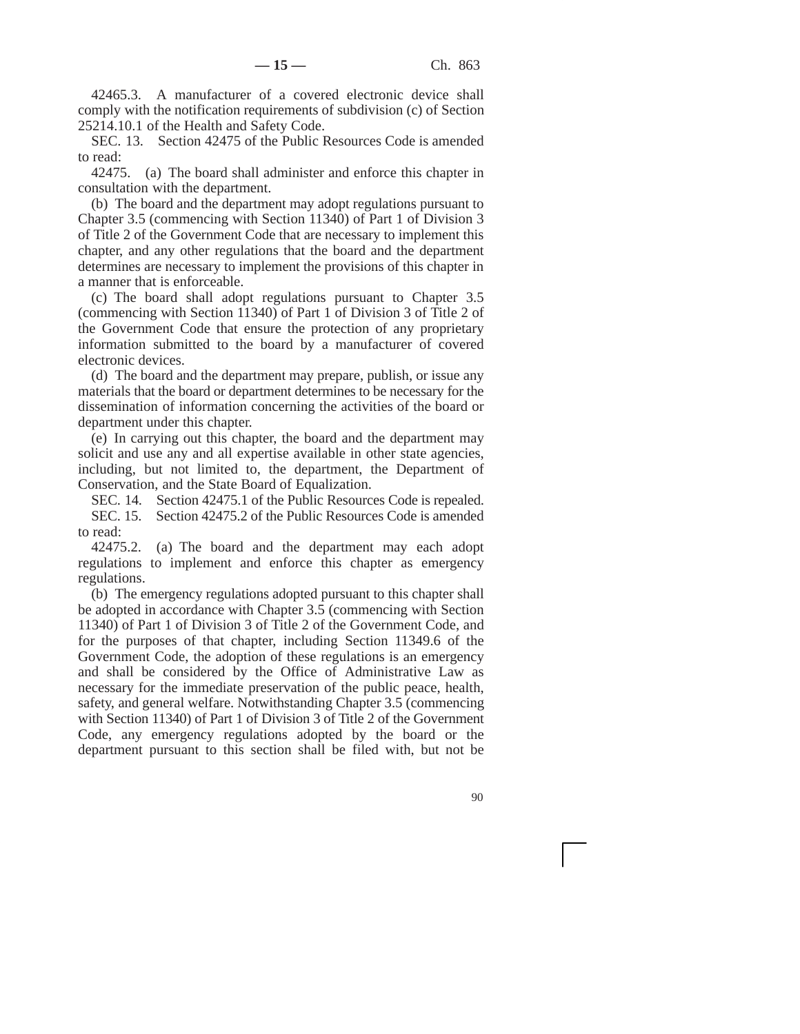42465.3. A manufacturer of a covered electronic device shall comply with the notification requirements of subdivision (c) of Section 25214.10.1 of the Health and Safety Code.

SEC. 13. Section 42475 of the Public Resources Code is amended to read:

42475. (a) The board shall administer and enforce this chapter in consultation with the department.

(b) The board and the department may adopt regulations pursuant to Chapter 3.5 (commencing with Section 11340) of Part 1 of Division 3 of Title 2 of the Government Code that are necessary to implement this chapter, and any other regulations that the board and the department determines are necessary to implement the provisions of this chapter in a manner that is enforceable.

(c) The board shall adopt regulations pursuant to Chapter 3.5 (commencing with Section 11340) of Part 1 of Division 3 of Title 2 of the Government Code that ensure the protection of any proprietary information submitted to the board by a manufacturer of covered electronic devices.

(d) The board and the department may prepare, publish, or issue any materials that the board or department determines to be necessary for the dissemination of information concerning the activities of the board or department under this chapter.

(e) In carrying out this chapter, the board and the department may solicit and use any and all expertise available in other state agencies, including, but not limited to, the department, the Department of Conservation, and the State Board of Equalization.

SEC. 14. Section 42475.1 of the Public Resources Code is repealed.

SEC. 15. Section 42475.2 of the Public Resources Code is amended to read:

42475.2. (a) The board and the department may each adopt regulations to implement and enforce this chapter as emergency regulations.

(b) The emergency regulations adopted pursuant to this chapter shall be adopted in accordance with Chapter 3.5 (commencing with Section 11340) of Part 1 of Division 3 of Title 2 of the Government Code, and for the purposes of that chapter, including Section 11349.6 of the Government Code, the adoption of these regulations is an emergency and shall be considered by the Office of Administrative Law as necessary for the immediate preservation of the public peace, health, safety, and general welfare. Notwithstanding Chapter 3.5 (commencing with Section 11340) of Part 1 of Division 3 of Title 2 of the Government Code, any emergency regulations adopted by the board or the department pursuant to this section shall be filed with, but not be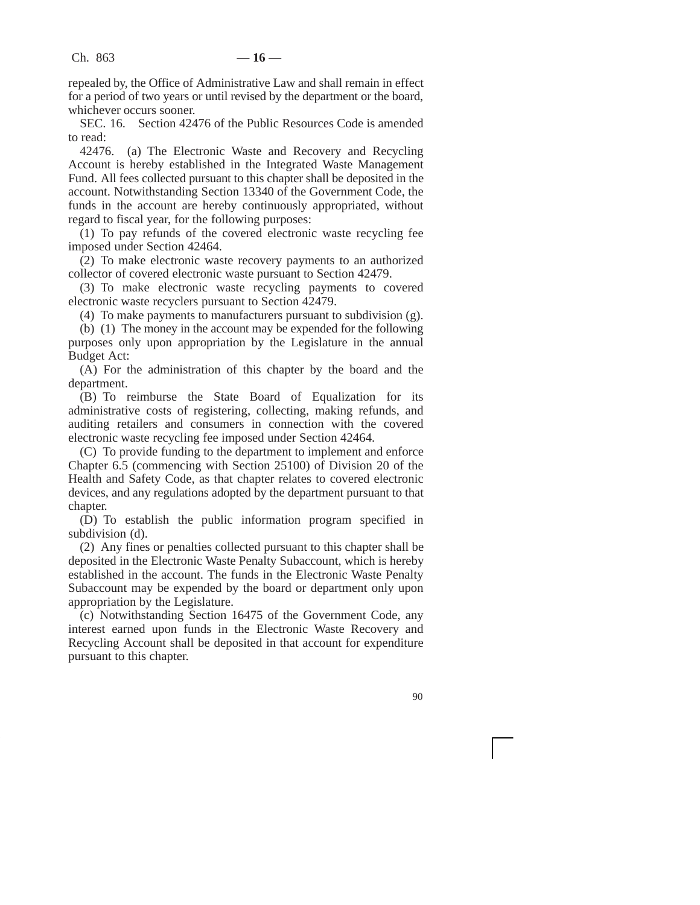repealed by, the Office of Administrative Law and shall remain in effect for a period of two years or until revised by the department or the board, whichever occurs sooner.

SEC. 16. Section 42476 of the Public Resources Code is amended to read:

42476. (a) The Electronic Waste and Recovery and Recycling Account is hereby established in the Integrated Waste Management Fund. All fees collected pursuant to this chapter shall be deposited in the account. Notwithstanding Section 13340 of the Government Code, the funds in the account are hereby continuously appropriated, without regard to fiscal year, for the following purposes:

(1) To pay refunds of the covered electronic waste recycling fee imposed under Section 42464.

(2) To make electronic waste recovery payments to an authorized collector of covered electronic waste pursuant to Section 42479.

(3) To make electronic waste recycling payments to covered electronic waste recyclers pursuant to Section 42479.

(4) To make payments to manufacturers pursuant to subdivision (g).

(b) (1) The money in the account may be expended for the following purposes only upon appropriation by the Legislature in the annual Budget Act:

(A) For the administration of this chapter by the board and the department.

(B) To reimburse the State Board of Equalization for its administrative costs of registering, collecting, making refunds, and auditing retailers and consumers in connection with the covered electronic waste recycling fee imposed under Section 42464.

(C) To provide funding to the department to implement and enforce Chapter 6.5 (commencing with Section 25100) of Division 20 of the Health and Safety Code, as that chapter relates to covered electronic devices, and any regulations adopted by the department pursuant to that chapter.

(D) To establish the public information program specified in subdivision (d).

(2) Any fines or penalties collected pursuant to this chapter shall be deposited in the Electronic Waste Penalty Subaccount, which is hereby established in the account. The funds in the Electronic Waste Penalty Subaccount may be expended by the board or department only upon appropriation by the Legislature.

(c) Notwithstanding Section 16475 of the Government Code, any interest earned upon funds in the Electronic Waste Recovery and Recycling Account shall be deposited in that account for expenditure pursuant to this chapter.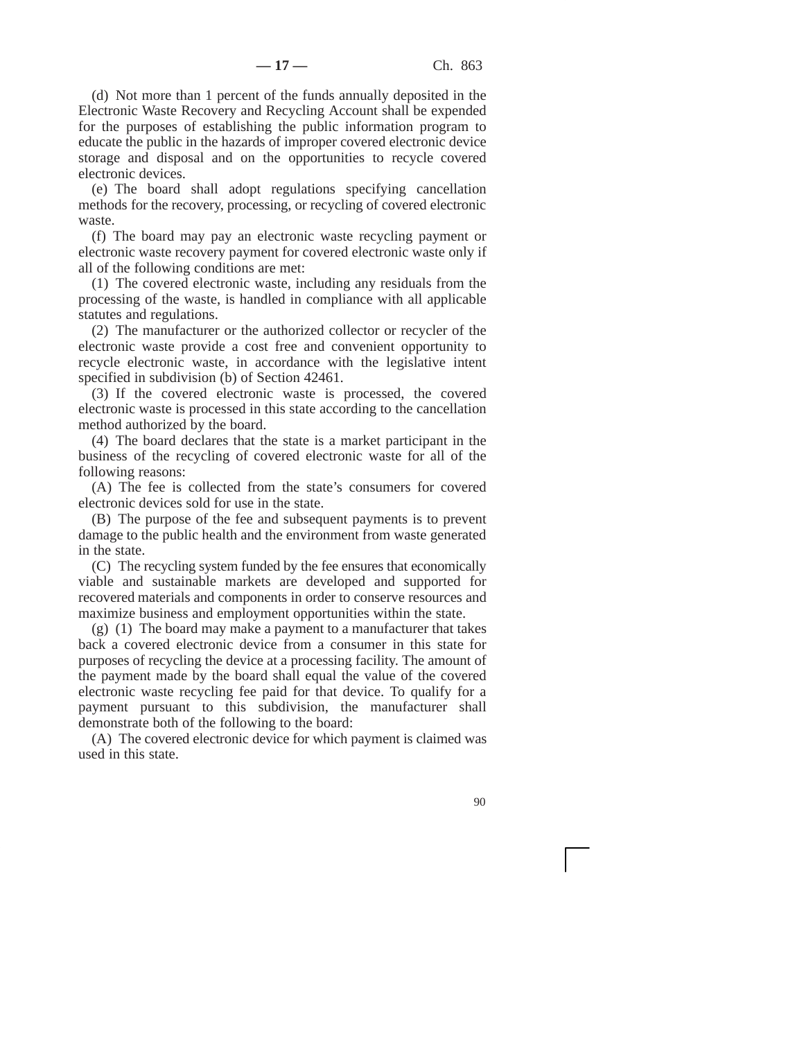(d) Not more than 1 percent of the funds annually deposited in the Electronic Waste Recovery and Recycling Account shall be expended for the purposes of establishing the public information program to educate the public in the hazards of improper covered electronic device storage and disposal and on the opportunities to recycle covered electronic devices.

(e) The board shall adopt regulations specifying cancellation methods for the recovery, processing, or recycling of covered electronic waste.

(f) The board may pay an electronic waste recycling payment or electronic waste recovery payment for covered electronic waste only if all of the following conditions are met:

(1) The covered electronic waste, including any residuals from the processing of the waste, is handled in compliance with all applicable statutes and regulations.

(2) The manufacturer or the authorized collector or recycler of the electronic waste provide a cost free and convenient opportunity to recycle electronic waste, in accordance with the legislative intent specified in subdivision (b) of Section 42461.

(3) If the covered electronic waste is processed, the covered electronic waste is processed in this state according to the cancellation method authorized by the board.

(4) The board declares that the state is a market participant in the business of the recycling of covered electronic waste for all of the following reasons:

(A) The fee is collected from the state's consumers for covered electronic devices sold for use in the state.

(B) The purpose of the fee and subsequent payments is to prevent damage to the public health and the environment from waste generated in the state.

(C) The recycling system funded by the fee ensures that economically viable and sustainable markets are developed and supported for recovered materials and components in order to conserve resources and maximize business and employment opportunities within the state.

(g) (1) The board may make a payment to a manufacturer that takes back a covered electronic device from a consumer in this state for purposes of recycling the device at a processing facility. The amount of the payment made by the board shall equal the value of the covered electronic waste recycling fee paid for that device. To qualify for a payment pursuant to this subdivision, the manufacturer shall demonstrate both of the following to the board:

(A) The covered electronic device for which payment is claimed was used in this state.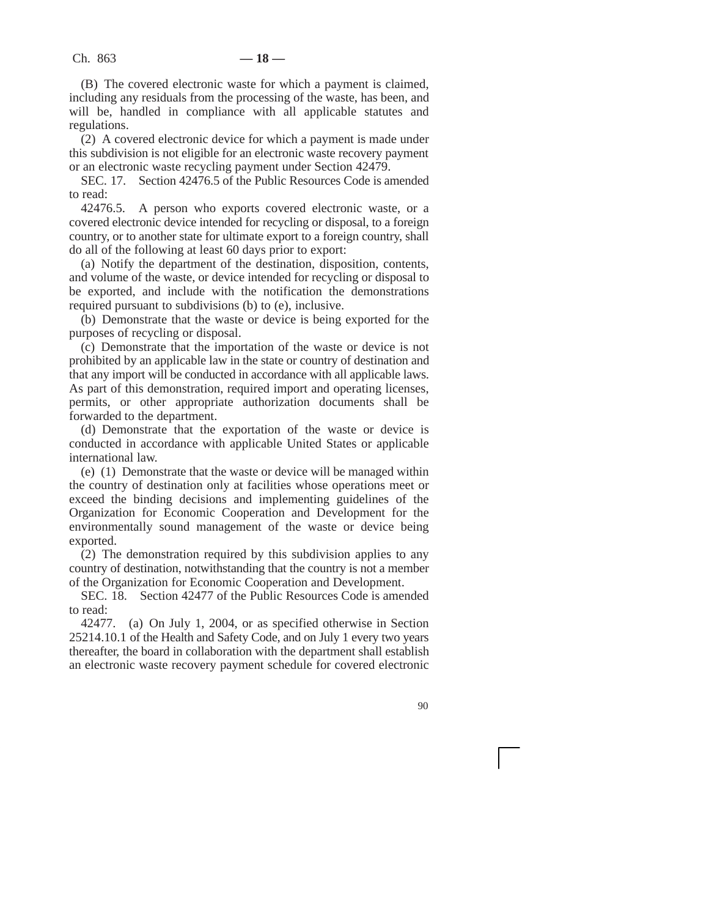(B) The covered electronic waste for which a payment is claimed, including any residuals from the processing of the waste, has been, and will be, handled in compliance with all applicable statutes and regulations.

(2) A covered electronic device for which a payment is made under this subdivision is not eligible for an electronic waste recovery payment or an electronic waste recycling payment under Section 42479.

SEC. 17. Section 42476.5 of the Public Resources Code is amended to read:

42476.5. A person who exports covered electronic waste, or a covered electronic device intended for recycling or disposal, to a foreign country, or to another state for ultimate export to a foreign country, shall do all of the following at least 60 days prior to export:

(a) Notify the department of the destination, disposition, contents, and volume of the waste, or device intended for recycling or disposal to be exported, and include with the notification the demonstrations required pursuant to subdivisions (b) to (e), inclusive.

(b) Demonstrate that the waste or device is being exported for the purposes of recycling or disposal.

(c) Demonstrate that the importation of the waste or device is not prohibited by an applicable law in the state or country of destination and that any import will be conducted in accordance with all applicable laws. As part of this demonstration, required import and operating licenses, permits, or other appropriate authorization documents shall be forwarded to the department.

(d) Demonstrate that the exportation of the waste or device is conducted in accordance with applicable United States or applicable international law.

(e) (1) Demonstrate that the waste or device will be managed within the country of destination only at facilities whose operations meet or exceed the binding decisions and implementing guidelines of the Organization for Economic Cooperation and Development for the environmentally sound management of the waste or device being exported.

(2) The demonstration required by this subdivision applies to any country of destination, notwithstanding that the country is not a member of the Organization for Economic Cooperation and Development.

SEC. 18. Section 42477 of the Public Resources Code is amended to read:

42477. (a) On July 1, 2004, or as specified otherwise in Section 25214.10.1 of the Health and Safety Code, and on July 1 every two years thereafter, the board in collaboration with the department shall establish an electronic waste recovery payment schedule for covered electronic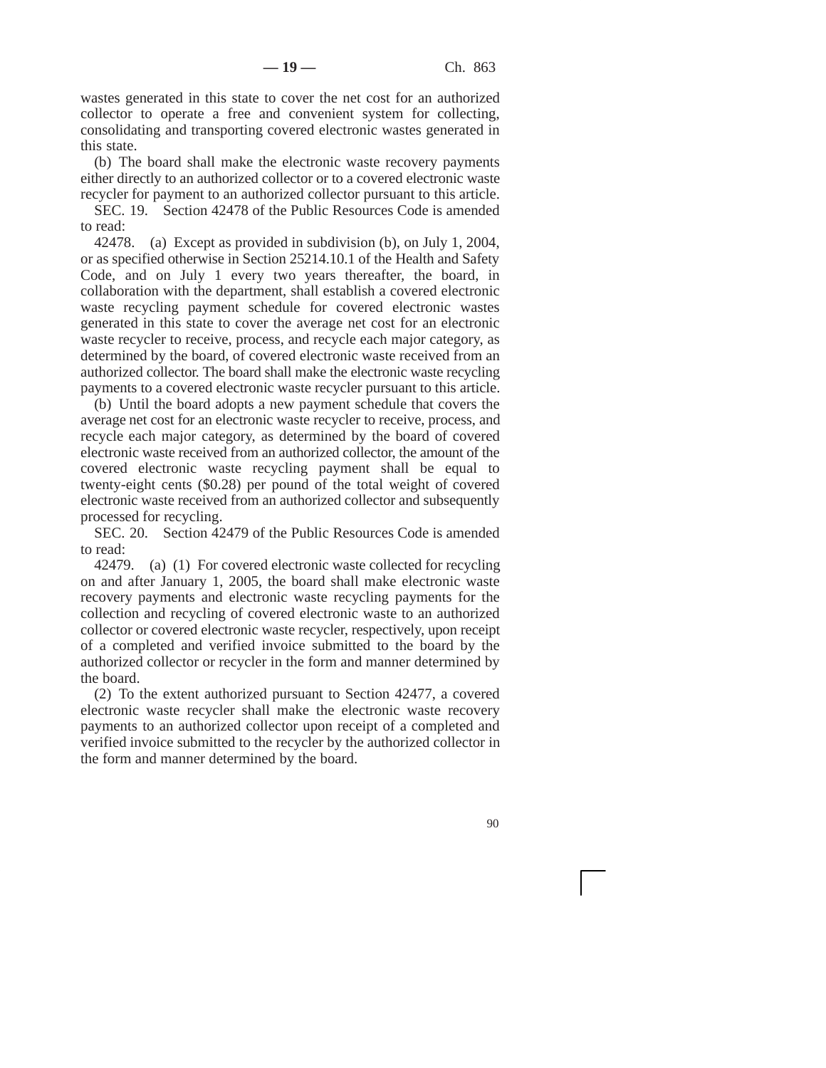wastes generated in this state to cover the net cost for an authorized collector to operate a free and convenient system for collecting, consolidating and transporting covered electronic wastes generated in this state.

(b) The board shall make the electronic waste recovery payments either directly to an authorized collector or to a covered electronic waste recycler for payment to an authorized collector pursuant to this article.

SEC. 19. Section 42478 of the Public Resources Code is amended to read:

42478. (a) Except as provided in subdivision (b), on July 1, 2004, or as specified otherwise in Section 25214.10.1 of the Health and Safety Code, and on July 1 every two years thereafter, the board, in collaboration with the department, shall establish a covered electronic waste recycling payment schedule for covered electronic wastes generated in this state to cover the average net cost for an electronic waste recycler to receive, process, and recycle each major category, as determined by the board, of covered electronic waste received from an authorized collector. The board shall make the electronic waste recycling payments to a covered electronic waste recycler pursuant to this article.

(b) Until the board adopts a new payment schedule that covers the average net cost for an electronic waste recycler to receive, process, and recycle each major category, as determined by the board of covered electronic waste received from an authorized collector, the amount of the covered electronic waste recycling payment shall be equal to twenty-eight cents ($0.28) per pound of the total weight of covered electronic waste received from an authorized collector and subsequently processed for recycling.

SEC. 20. Section 42479 of the Public Resources Code is amended to read:

42479. (a) (1) For covered electronic waste collected for recycling on and after January 1, 2005, the board shall make electronic waste recovery payments and electronic waste recycling payments for the collection and recycling of covered electronic waste to an authorized collector or covered electronic waste recycler, respectively, upon receipt of a completed and verified invoice submitted to the board by the authorized collector or recycler in the form and manner determined by the board.

(2) To the extent authorized pursuant to Section 42477, a covered electronic waste recycler shall make the electronic waste recovery payments to an authorized collector upon receipt of a completed and verified invoice submitted to the recycler by the authorized collector in the form and manner determined by the board.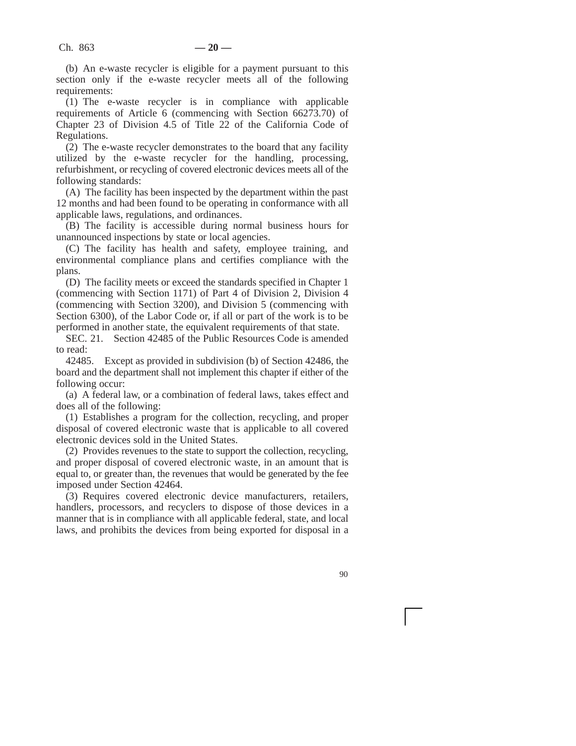(b) An e-waste recycler is eligible for a payment pursuant to this section only if the e-waste recycler meets all of the following requirements:

(1) The e-waste recycler is in compliance with applicable requirements of Article 6 (commencing with Section 66273.70) of Chapter 23 of Division 4.5 of Title 22 of the California Code of Regulations.

(2) The e-waste recycler demonstrates to the board that any facility utilized by the e-waste recycler for the handling, processing, refurbishment, or recycling of covered electronic devices meets all of the following standards:

(A) The facility has been inspected by the department within the past 12 months and had been found to be operating in conformance with all applicable laws, regulations, and ordinances.

(B) The facility is accessible during normal business hours for unannounced inspections by state or local agencies.

(C) The facility has health and safety, employee training, and environmental compliance plans and certifies compliance with the plans.

(D) The facility meets or exceed the standards specified in Chapter 1 (commencing with Section 1171) of Part 4 of Division 2, Division 4 (commencing with Section 3200), and Division 5 (commencing with Section 6300), of the Labor Code or, if all or part of the work is to be performed in another state, the equivalent requirements of that state.

SEC. 21. Section 42485 of the Public Resources Code is amended to read:

42485. Except as provided in subdivision (b) of Section 42486, the board and the department shall not implement this chapter if either of the following occur:

(a) A federal law, or a combination of federal laws, takes effect and does all of the following:

(1) Establishes a program for the collection, recycling, and proper disposal of covered electronic waste that is applicable to all covered electronic devices sold in the United States.

(2) Provides revenues to the state to support the collection, recycling, and proper disposal of covered electronic waste, in an amount that is equal to, or greater than, the revenues that would be generated by the fee imposed under Section 42464.

(3) Requires covered electronic device manufacturers, retailers, handlers, processors, and recyclers to dispose of those devices in a manner that is in compliance with all applicable federal, state, and local laws, and prohibits the devices from being exported for disposal in a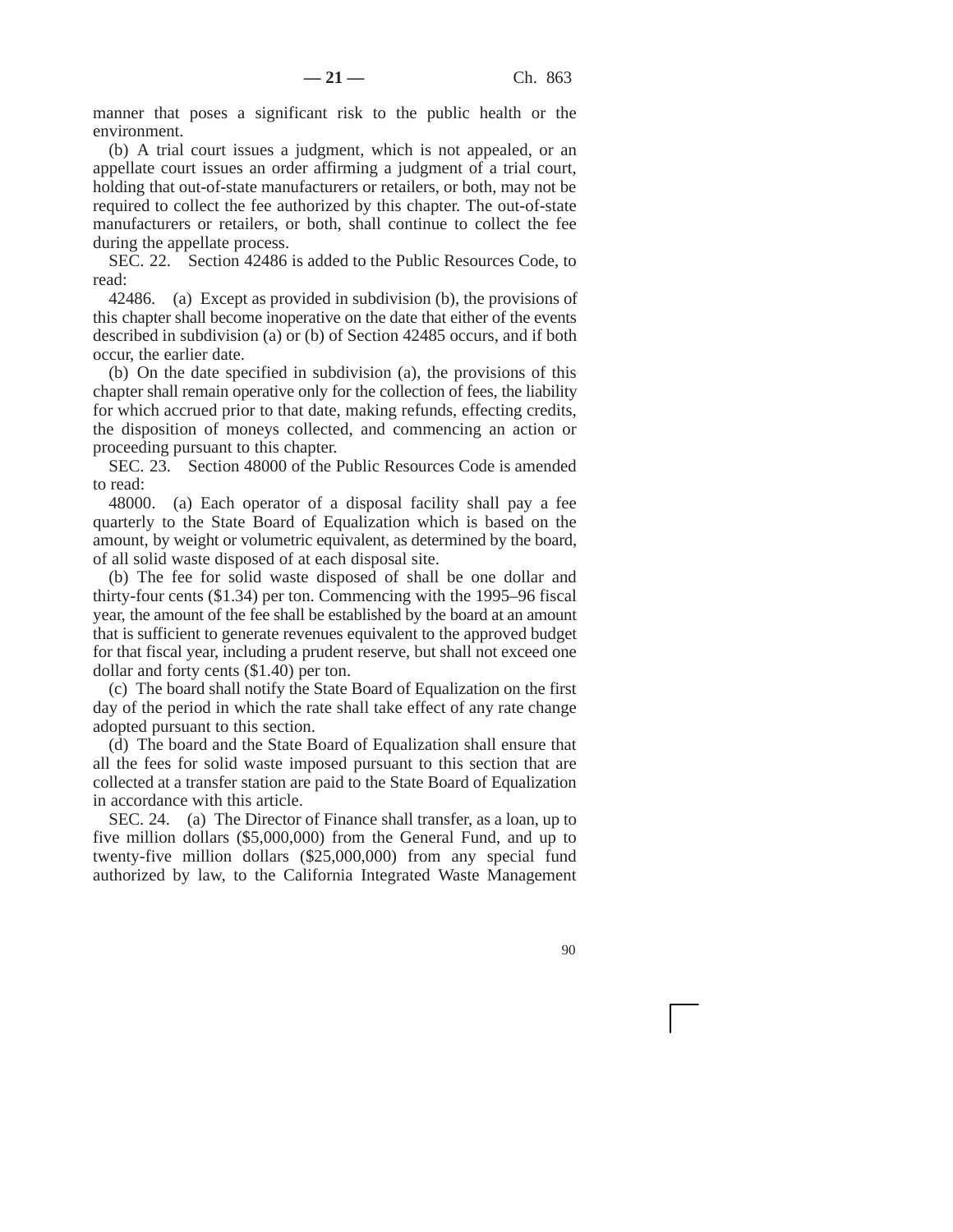manner that poses a significant risk to the public health or the environment.

(b) A trial court issues a judgment, which is not appealed, or an appellate court issues an order affirming a judgment of a trial court, holding that out-of-state manufacturers or retailers, or both, may not be required to collect the fee authorized by this chapter. The out-of-state manufacturers or retailers, or both, shall continue to collect the fee during the appellate process.

SEC. 22. Section 42486 is added to the Public Resources Code, to read:

42486. (a) Except as provided in subdivision (b), the provisions of this chapter shall become inoperative on the date that either of the events described in subdivision (a) or (b) of Section 42485 occurs, and if both occur, the earlier date.

(b) On the date specified in subdivision (a), the provisions of this chapter shall remain operative only for the collection of fees, the liability for which accrued prior to that date, making refunds, effecting credits, the disposition of moneys collected, and commencing an action or proceeding pursuant to this chapter.

SEC. 23. Section 48000 of the Public Resources Code is amended to read:

48000. (a) Each operator of a disposal facility shall pay a fee quarterly to the State Board of Equalization which is based on the amount, by weight or volumetric equivalent, as determined by the board, of all solid waste disposed of at each disposal site.

(b) The fee for solid waste disposed of shall be one dollar and thirty-four cents ($1.34) per ton. Commencing with the 1995–96 fiscal year, the amount of the fee shall be established by the board at an amount that is sufficient to generate revenues equivalent to the approved budget for that fiscal year, including a prudent reserve, but shall not exceed one dollar and forty cents ($1.40) per ton.

(c) The board shall notify the State Board of Equalization on the first day of the period in which the rate shall take effect of any rate change adopted pursuant to this section.

(d) The board and the State Board of Equalization shall ensure that all the fees for solid waste imposed pursuant to this section that are collected at a transfer station are paid to the State Board of Equalization in accordance with this article.

SEC. 24. (a) The Director of Finance shall transfer, as a loan, up to five million dollars ($5,000,000) from the General Fund, and up to twenty-five million dollars ($25,000,000) from any special fund authorized by law, to the California Integrated Waste Management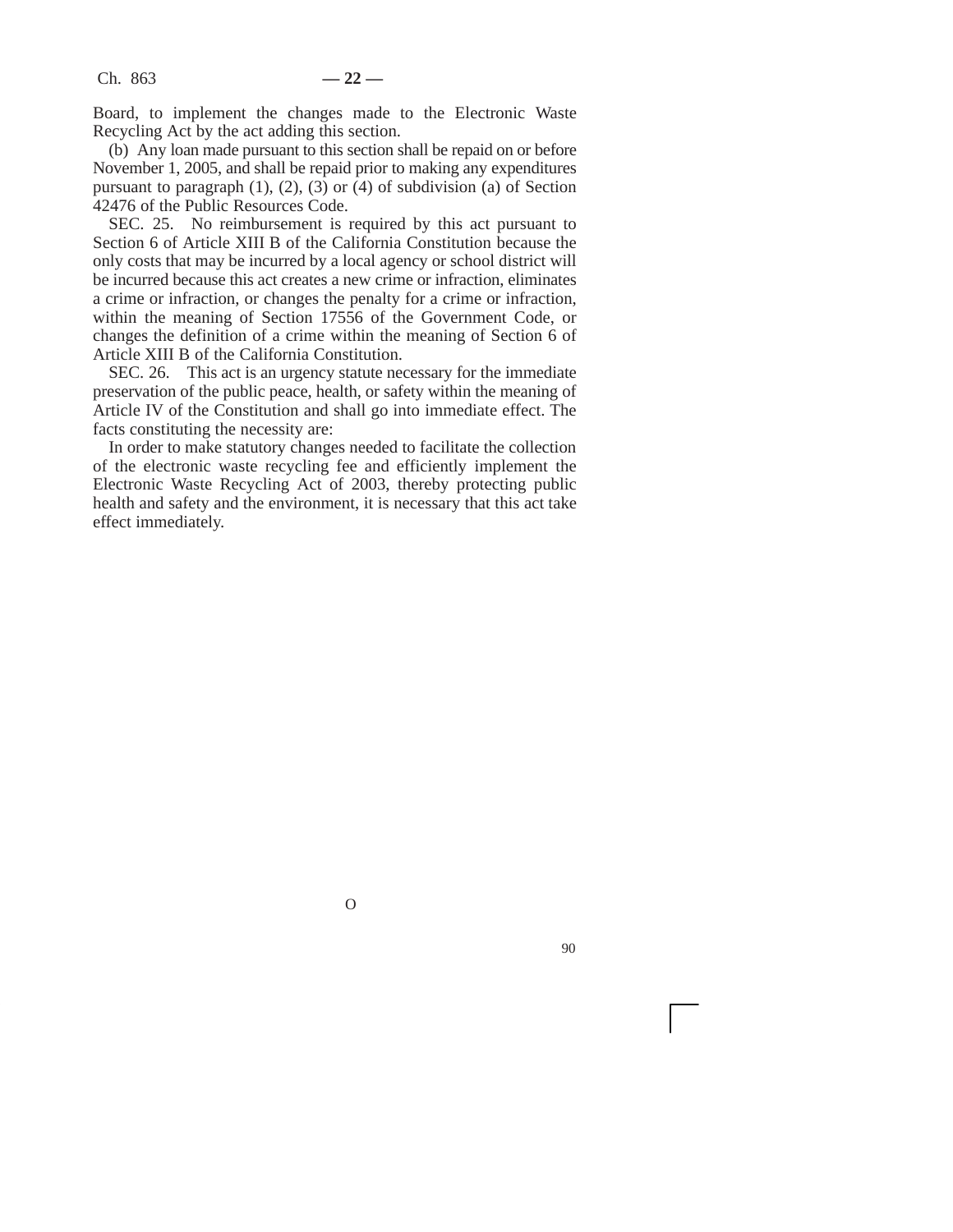Board, to implement the changes made to the Electronic Waste Recycling Act by the act adding this section.

(b) Any loan made pursuant to this section shall be repaid on or before November 1, 2005, and shall be repaid prior to making any expenditures pursuant to paragraph (1), (2), (3) or (4) of subdivision (a) of Section 42476 of the Public Resources Code.

SEC. 25. No reimbursement is required by this act pursuant to Section 6 of Article XIII B of the California Constitution because the only costs that may be incurred by a local agency or school district will be incurred because this act creates a new crime or infraction, eliminates a crime or infraction, or changes the penalty for a crime or infraction, within the meaning of Section 17556 of the Government Code, or changes the definition of a crime within the meaning of Section 6 of Article XIII B of the California Constitution.

SEC. 26. This act is an urgency statute necessary for the immediate preservation of the public peace, health, or safety within the meaning of Article IV of the Constitution and shall go into immediate effect. The facts constituting the necessity are:

In order to make statutory changes needed to facilitate the collection of the electronic waste recycling fee and efficiently implement the Electronic Waste Recycling Act of 2003, thereby protecting public health and safety and the environment, it is necessary that this act take effect immediately.

O